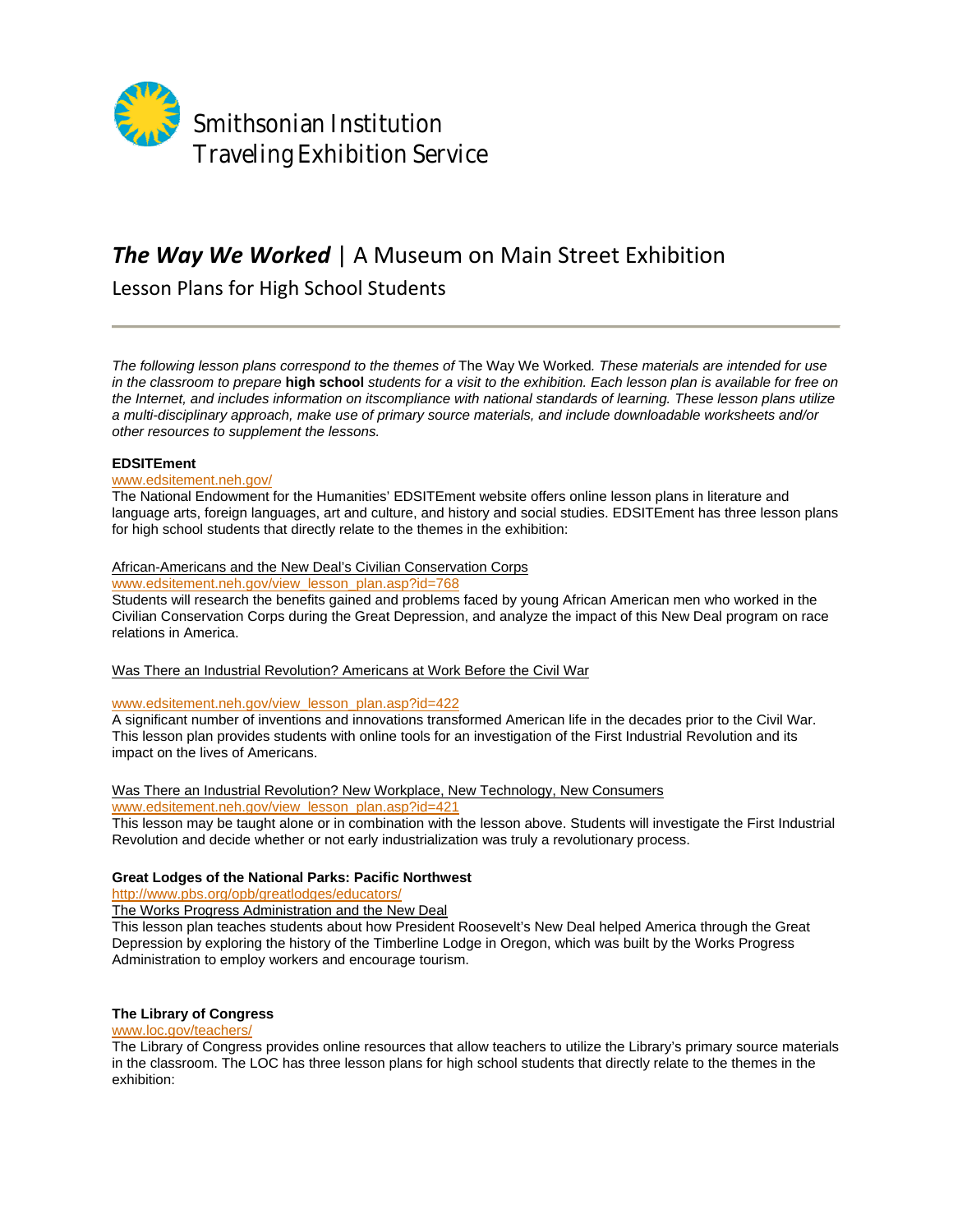Smithsonian Institution
Traveling Exhibition Service

# *The Way We Worked* | A Museum on Main Street Exhibition

## Lesson Plans for High School Students

---

*The following lesson plans correspond to the themes of* The Way We Worked*. These materials are intended for use in the classroom to prepare* **high school** *students for a visit to the exhibition. Each lesson plan is available for free on the Internet, and includes information on itscompliance with national standards of learning. These lesson plans utilize a multi-disciplinary approach, make use of primary source materials, and include downloadable worksheets and/or other resources to supplement the lessons.*

**EDSITEment**

www.edsitement.neh.gov/

The National Endowment for the Humanities' EDSITEment website offers online lesson plans in literature and language arts, foreign languages, art and culture, and history and social studies. EDSITEment has three lesson plans for high school students that directly relate to the themes in the exhibition:

African-Americans and the New Deal's Civilian Conservation Corps

www.edsitement.neh.gov/view_lesson_plan.asp?id=768

Students will research the benefits gained and problems faced by young African American men who worked in the Civilian Conservation Corps during the Great Depression, and analyze the impact of this New Deal program on race relations in America.

Was There an Industrial Revolution? Americans at Work Before the Civil War

www.edsitement.neh.gov/view_lesson_plan.asp?id=422

A significant number of inventions and innovations transformed American life in the decades prior to the Civil War. This lesson plan provides students with online tools for an investigation of the First Industrial Revolution and its impact on the lives of Americans.

Was There an Industrial Revolution? New Workplace, New Technology, New Consumers

www.edsitement.neh.gov/view_lesson_plan.asp?id=421

This lesson may be taught alone or in combination with the lesson above. Students will investigate the First Industrial Revolution and decide whether or not early industrialization was truly a revolutionary process.

**Great Lodges of the National Parks: Pacific Northwest**

http://www.pbs.org/opb/greatlodges/educators/

The Works Progress Administration and the New Deal

This lesson plan teaches students about how President Roosevelt's New Deal helped America through the Great Depression by exploring the history of the Timberline Lodge in Oregon, which was built by the Works Progress Administration to employ workers and encourage tourism.

**The Library of Congress**

www.loc.gov/teachers/

The Library of Congress provides online resources that allow teachers to utilize the Library's primary source materials in the classroom. The LOC has three lesson plans for high school students that directly relate to the themes in the exhibition: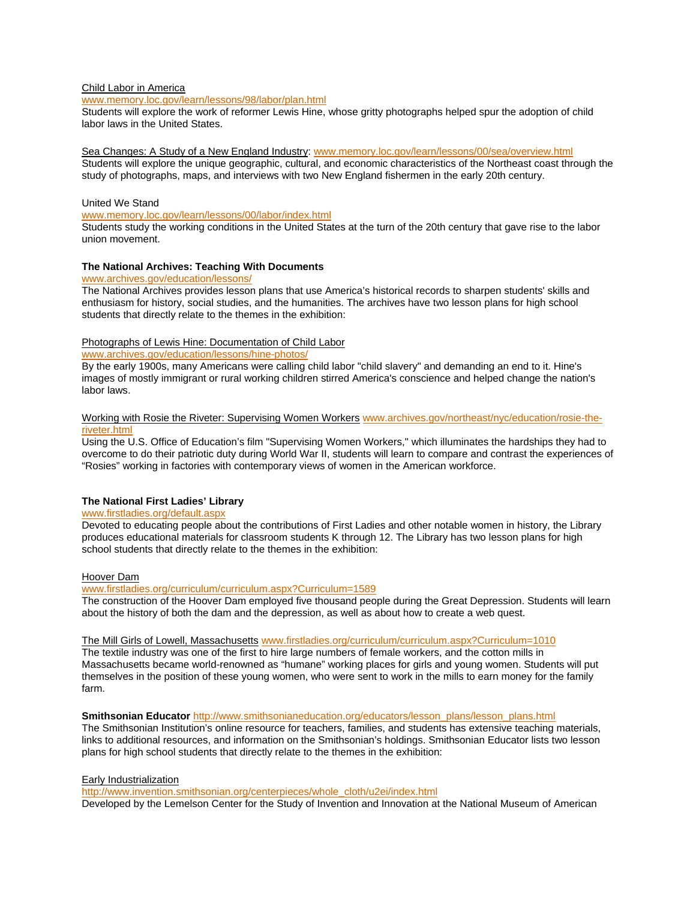Child Labor in America

www.memory.loc.gov/learn/lessons/98/labor/plan.html

Students will explore the work of reformer Lewis Hine, whose gritty photographs helped spur the adoption of child labor laws in the United States.

Sea Changes: A Study of a New England Industry: www.memory.loc.gov/learn/lessons/00/sea/overview.html

Students will explore the unique geographic, cultural, and economic characteristics of the Northeast coast through the study of photographs, maps, and interviews with two New England fishermen in the early 20th century.

United We Stand

www.memory.loc.gov/learn/lessons/00/labor/index.html

Students study the working conditions in the United States at the turn of the 20th century that gave rise to the labor union movement.

**The National Archives: Teaching With Documents**

www.archives.gov/education/lessons/

The National Archives provides lesson plans that use America's historical records to sharpen students' skills and enthusiasm for history, social studies, and the humanities. The archives have two lesson plans for high school students that directly relate to the themes in the exhibition:

Photographs of Lewis Hine: Documentation of Child Labor

www.archives.gov/education/lessons/hine-photos/

By the early 1900s, many Americans were calling child labor "child slavery" and demanding an end to it. Hine's images of mostly immigrant or rural working children stirred America's conscience and helped change the nation's labor laws.

Working with Rosie the Riveter: Supervising Women Workers www.archives.gov/northeast/nyc/education/rosie-the-riveter.html

Using the U.S. Office of Education's film "Supervising Women Workers," which illuminates the hardships they had to overcome to do their patriotic duty during World War II, students will learn to compare and contrast the experiences of "Rosies" working in factories with contemporary views of women in the American workforce.

**The National First Ladies' Library**

www.firstladies.org/default.aspx

Devoted to educating people about the contributions of First Ladies and other notable women in history, the Library produces educational materials for classroom students K through 12. The Library has two lesson plans for high school students that directly relate to the themes in the exhibition:

Hoover Dam

www.firstladies.org/curriculum/curriculum.aspx?Curriculum=1589

The construction of the Hoover Dam employed five thousand people during the Great Depression. Students will learn about the history of both the dam and the depression, as well as about how to create a web quest.

The Mill Girls of Lowell, Massachusetts www.firstladies.org/curriculum/curriculum.aspx?Curriculum=1010

The textile industry was one of the first to hire large numbers of female workers, and the cotton mills in Massachusetts became world-renowned as "humane" working places for girls and young women. Students will put themselves in the position of these young women, who were sent to work in the mills to earn money for the family farm.

**Smithsonian Educator** http://www.smithsonianeducation.org/educators/lesson_plans/lesson_plans.html

The Smithsonian Institution's online resource for teachers, families, and students has extensive teaching materials, links to additional resources, and information on the Smithsonian's holdings. Smithsonian Educator lists two lesson plans for high school students that directly relate to the themes in the exhibition:

Early Industrialization

http://www.invention.smithsonian.org/centerpieces/whole_cloth/u2ei/index.html

Developed by the Lemelson Center for the Study of Invention and Innovation at the National Museum of American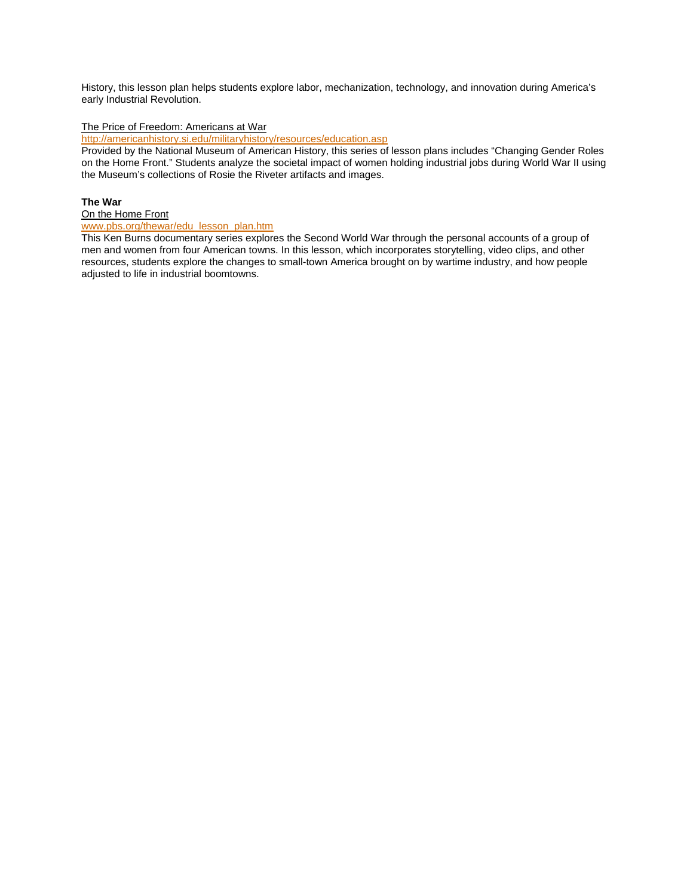History, this lesson plan helps students explore labor, mechanization, technology, and innovation during America's early Industrial Revolution.

The Price of Freedom: Americans at War
http://americanhistory.si.edu/militaryhistory/resources/education.asp
Provided by the National Museum of American History, this series of lesson plans includes "Changing Gender Roles on the Home Front." Students analyze the societal impact of women holding industrial jobs during World War II using the Museum's collections of Rosie the Riveter artifacts and images.

**The War**
On the Home Front
www.pbs.org/thewar/edu_lesson_plan.htm
This Ken Burns documentary series explores the Second World War through the personal accounts of a group of men and women from four American towns. In this lesson, which incorporates storytelling, video clips, and other resources, students explore the changes to small-town America brought on by wartime industry, and how people adjusted to life in industrial boomtowns.